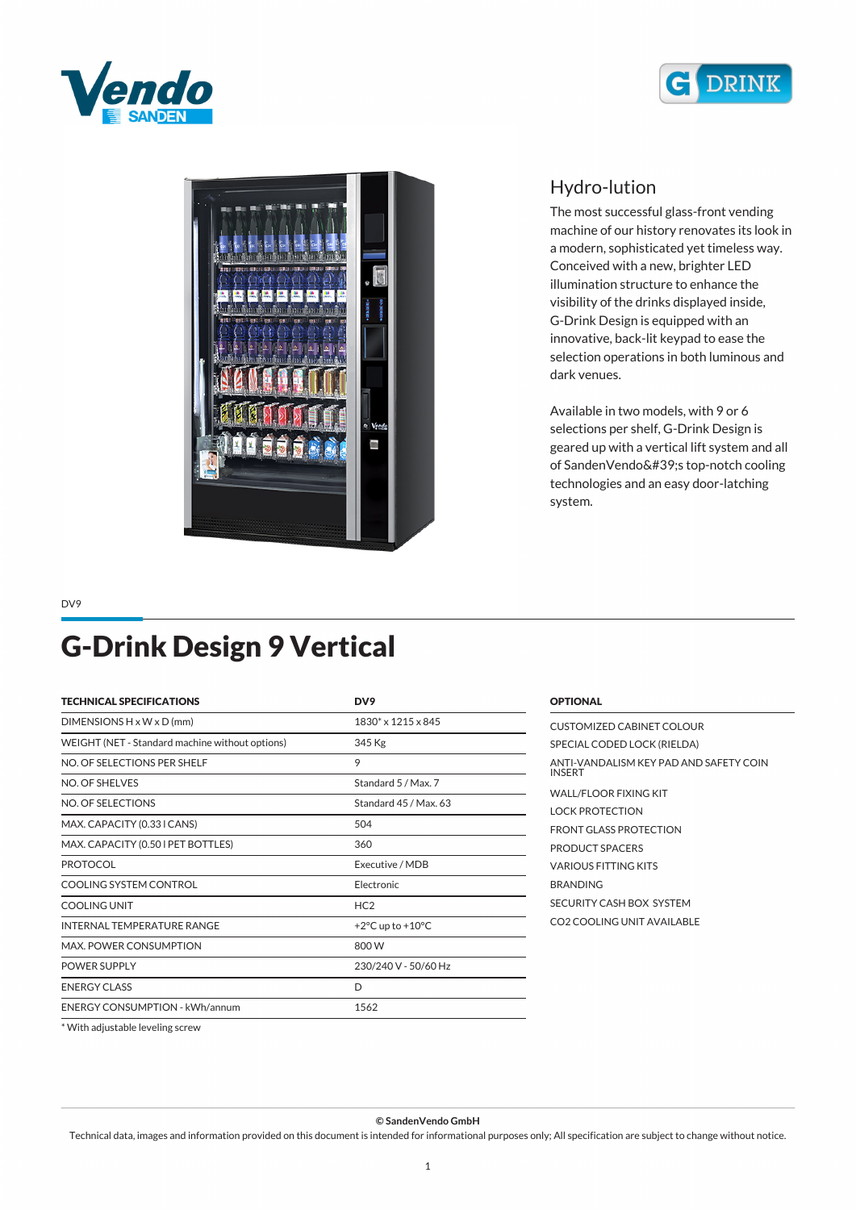## Hydro-lution

The most successful glass-front vending machine of our history renovates its look in a modern, sophisticated yet timeless way. Conceived with a new, brighter LED illumination structure to enhance the visibility of the drinks displayed inside, G-Drink Design is equipped with an innovative, back-lit keypad to ease the selection operations in both luminous and dark venues.

Available in two models, with 9 or 6 selections per shelf, G-Drink Design is geared up with a vertical lift system and all of SandenVendo&#39;s top-notch cooling technologies and an easy door-latching system.

DV9

# G-Drink Design 9 Vertical

| TECHNICAL SPECIFICATIONS | DV9 |
|---|---|
| DIMENSIONS H x W x D (mm) | 1830* x 1215 x 845 |
| WEIGHT (NET - Standard machine without options) | 345 Kg |
| NO. OF SELECTIONS PER SHELF | 9 |
| NO. OF SHELVES | Standard 5 / Max. 7 |
| NO. OF SELECTIONS | Standard 45 / Max. 63 |
| MAX. CAPACITY (0.33 l CANS) | 504 |
| MAX. CAPACITY (0.50 l PET BOTTLES) | 360 |
| PROTOCOL | Executive / MDB |
| COOLING SYSTEM CONTROL | Electronic |
| COOLING UNIT | HC2 |
| INTERNAL TEMPERATURE RANGE | +2°C up to +10°C |
| MAX. POWER CONSUMPTION | 800 W |
| POWER SUPPLY | 230/240 V - 50/60 Hz |
| ENERGY CLASS | D |
| ENERGY CONSUMPTION - kWh/annum | 1562 |

\* With adjustable leveling screw

**OPTIONAL**

- CUSTOMIZED CABINET COLOUR
- SPECIAL CODED LOCK (RIELDA)
- ANTI-VANDALISM KEY PAD AND SAFETY COIN INSERT
- WALL/FLOOR FIXING KIT
- LOCK PROTECTION
- FRONT GLASS PROTECTION
- PRODUCT SPACERS
- VARIOUS FITTING KITS
- BRANDING
- SECURITY CASH BOX SYSTEM
- CO2 COOLING UNIT AVAILABLE

**© SandenVendo GmbH**

Technical data, images and information provided on this document is intended for informational purposes only; All specification are subject to change without notice.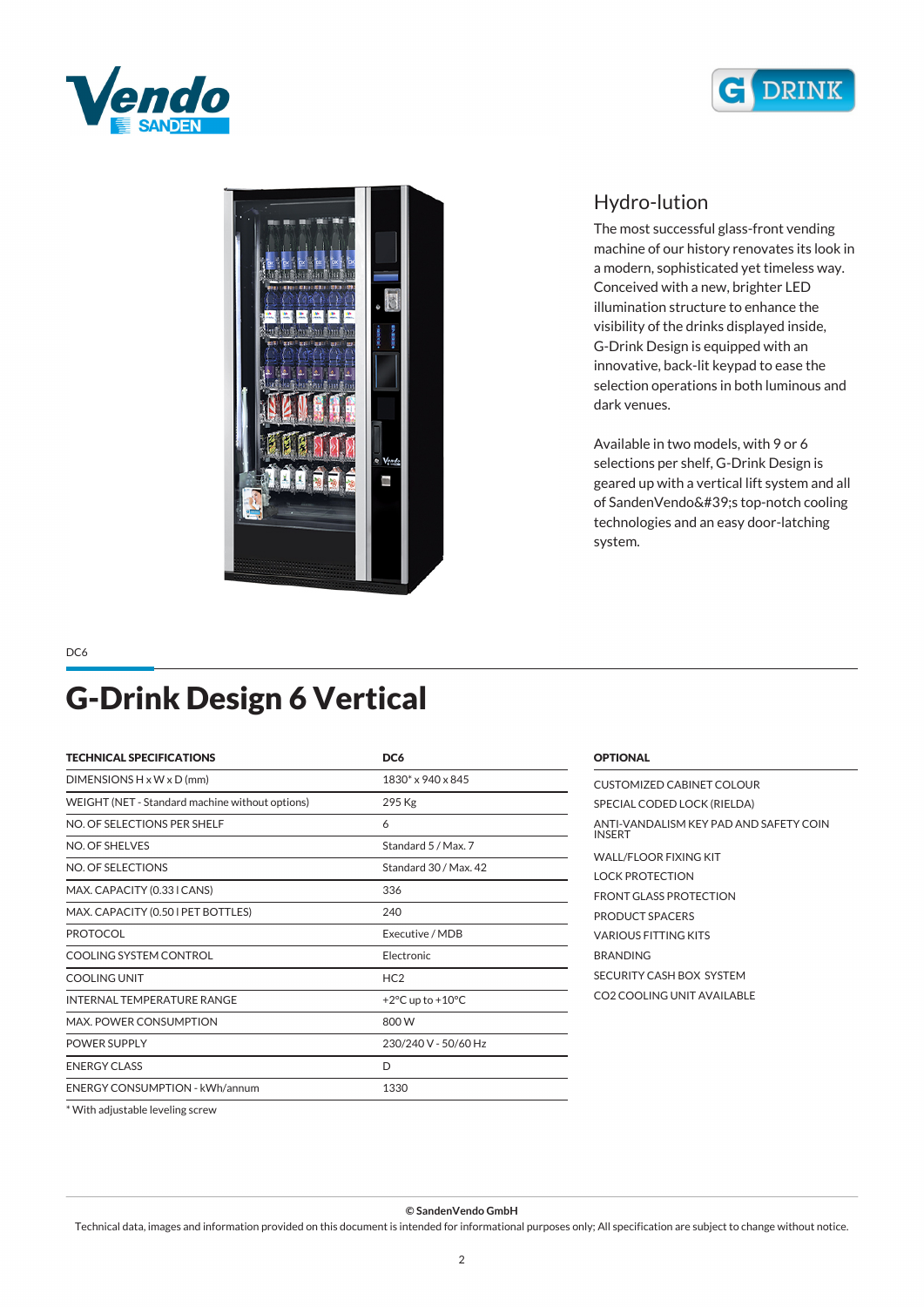## Hydro-lution

The most successful glass-front vending machine of our history renovates its look in a modern, sophisticated yet timeless way. Conceived with a new, brighter LED illumination structure to enhance the visibility of the drinks displayed inside, G-Drink Design is equipped with an innovative, back-lit keypad to ease the selection operations in both luminous and dark venues.

Available in two models, with 9 or 6 selections per shelf, G-Drink Design is geared up with a vertical lift system and all of SandenVendo&#39;s top-notch cooling technologies and an easy door-latching system.

DC6

# G-Drink Design 6 Vertical

| TECHNICAL SPECIFICATIONS | DC6 |
|---|---|
| DIMENSIONS H x W x D (mm) | 1830* x 940 x 845 |
| WEIGHT (NET - Standard machine without options) | 295 Kg |
| NO. OF SELECTIONS PER SHELF | 6 |
| NO. OF SHELVES | Standard 5 / Max. 7 |
| NO. OF SELECTIONS | Standard 30 / Max. 42 |
| MAX. CAPACITY (0.33 l CANS) | 336 |
| MAX. CAPACITY (0.50 l PET BOTTLES) | 240 |
| PROTOCOL | Executive / MDB |
| COOLING SYSTEM CONTROL | Electronic |
| COOLING UNIT | HC2 |
| INTERNAL TEMPERATURE RANGE | +2°C up to +10°C |
| MAX. POWER CONSUMPTION | 800 W |
| POWER SUPPLY | 230/240 V - 50/60 Hz |
| ENERGY CLASS | D |
| ENERGY CONSUMPTION - kWh/annum | 1330 |

\* With adjustable leveling screw

**OPTIONAL**

- CUSTOMIZED CABINET COLOUR
- SPECIAL CODED LOCK (RIELDA)
- ANTI-VANDALISM KEY PAD AND SAFETY COIN INSERT
- WALL/FLOOR FIXING KIT
- LOCK PROTECTION
- FRONT GLASS PROTECTION
- PRODUCT SPACERS
- VARIOUS FITTING KITS
- BRANDING
- SECURITY CASH BOX SYSTEM
- CO2 COOLING UNIT AVAILABLE

**© SandenVendo GmbH**

Technical data, images and information provided on this document is intended for informational purposes only; All specification are subject to change without notice.